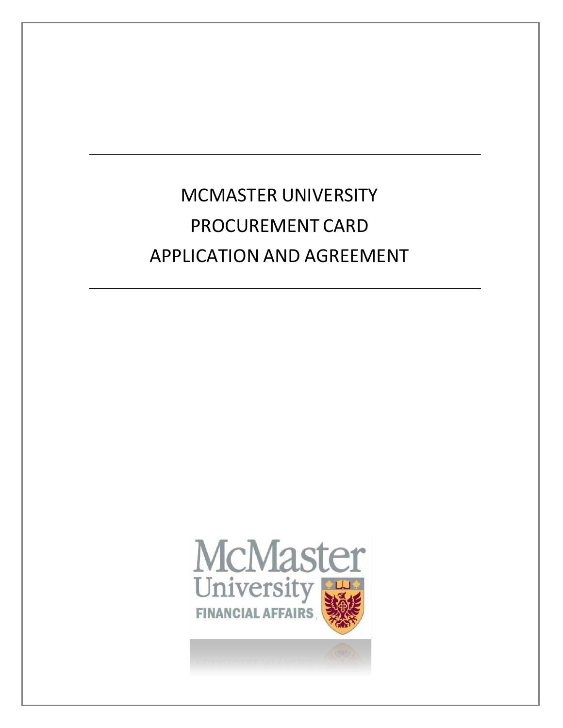# MCMASTER UNIVERSITY

# PROCUREMENT CARD

# APPLICATION AND AGREEMENT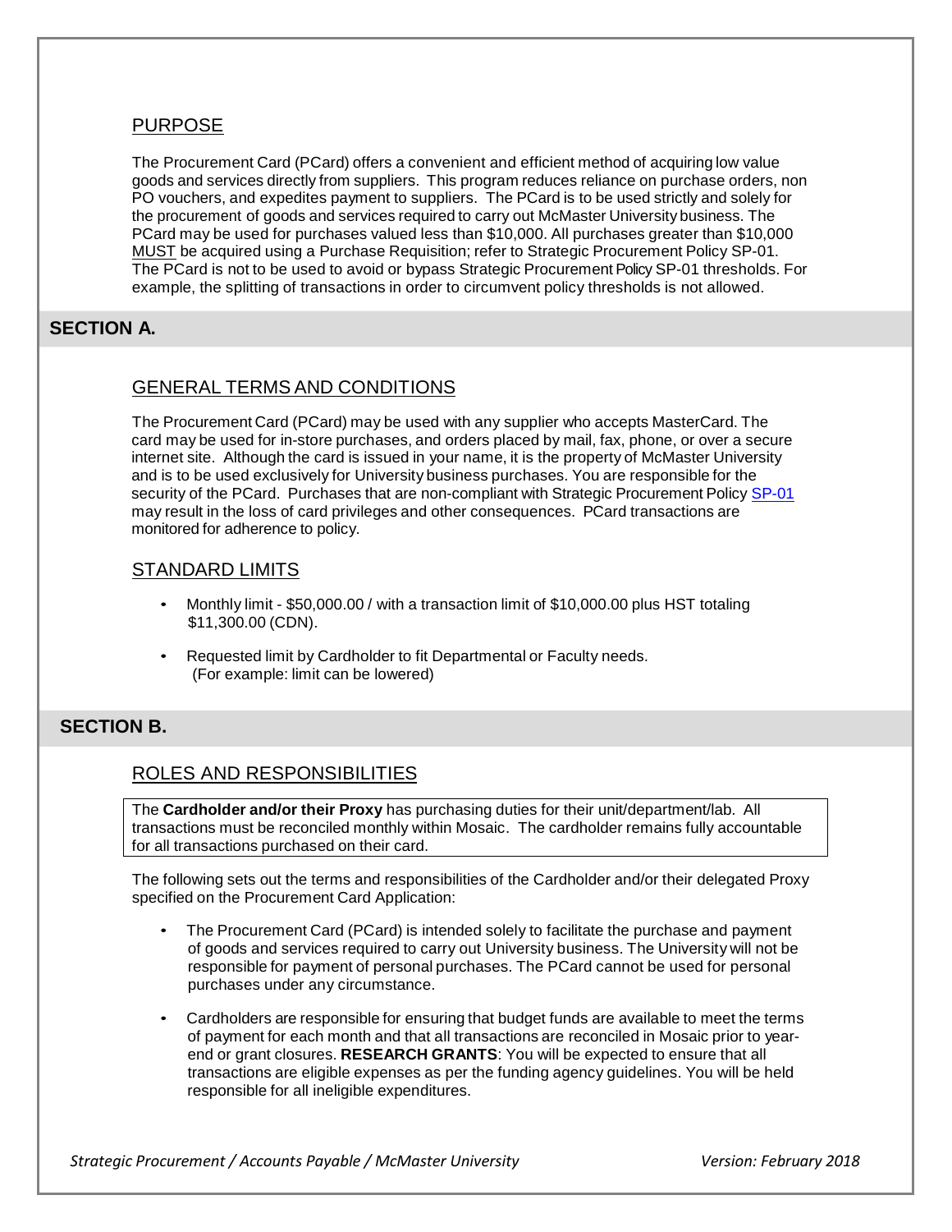## PURPOSE

The Procurement Card (PCard) offers a convenient and efficient method of acquiring low value goods and services directly from suppliers. This program reduces reliance on purchase orders, non PO vouchers, and expedites payment to suppliers. The PCard is to be used strictly and solely for the procurement of goods and services required to carry out McMaster University business. The PCard may be used for purchases valued less than $10,000. All purchases greater than $10,000 MUST be acquired using a Purchase Requisition; refer to Strategic Procurement Policy SP-01. The PCard is not to be used to avoid or bypass Strategic Procurement Policy SP-01 thresholds. For example, the splitting of transactions in order to circumvent policy thresholds is not allowed.

# SECTION A.

## GENERAL TERMS AND CONDITIONS

The Procurement Card (PCard) may be used with any supplier who accepts MasterCard. The card may be used for in-store purchases, and orders placed by mail, fax, phone, or over a secure internet site. Although the card is issued in your name, it is the property of McMaster University and is to be used exclusively for University business purchases. You are responsible for the security of the PCard. Purchases that are non-compliant with Strategic Procurement Policy SP-01 may result in the loss of card privileges and other consequences. PCard transactions are monitored for adherence to policy.

## STANDARD LIMITS

- Monthly limit - $50,000.00 / with a transaction limit of $10,000.00 plus HST totaling $11,300.00 (CDN).
- Requested limit by Cardholder to fit Departmental or Faculty needs. (For example: limit can be lowered)

# SECTION B.

## ROLES AND RESPONSIBILITIES

The **Cardholder and/or their Proxy** has purchasing duties for their unit/department/lab. All transactions must be reconciled monthly within Mosaic. The cardholder remains fully accountable for all transactions purchased on their card.

The following sets out the terms and responsibilities of the Cardholder and/or their delegated Proxy specified on the Procurement Card Application:

- The Procurement Card (PCard) is intended solely to facilitate the purchase and payment of goods and services required to carry out University business. The University will not be responsible for payment of personal purchases. The PCard cannot be used for personal purchases under any circumstance.
- Cardholders are responsible for ensuring that budget funds are available to meet the terms of payment for each month and that all transactions are reconciled in Mosaic prior to year-end or grant closures. **RESEARCH GRANTS**: You will be expected to ensure that all transactions are eligible expenses as per the funding agency guidelines. You will be held responsible for all ineligible expenditures.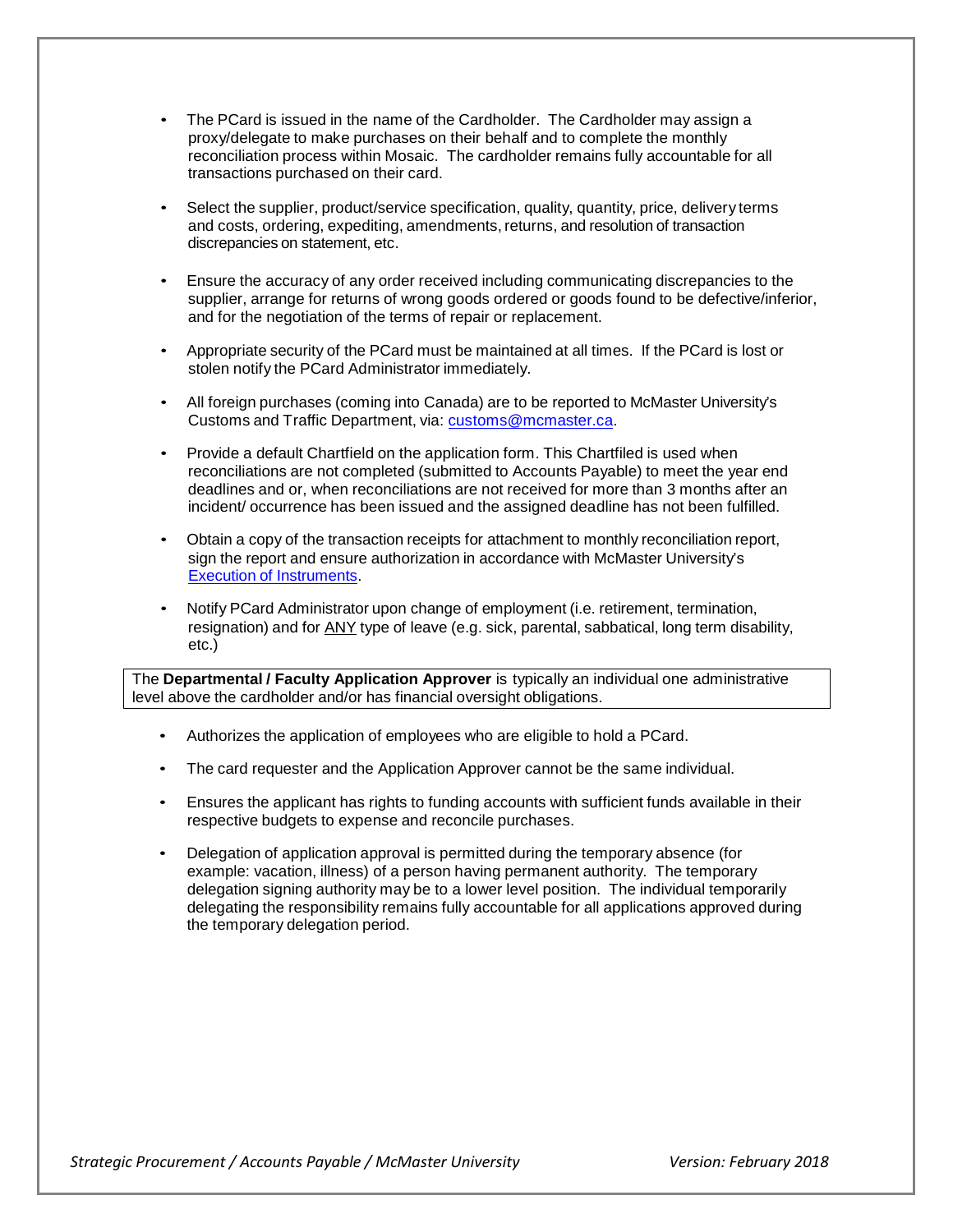- The PCard is issued in the name of the Cardholder. The Cardholder may assign a proxy/delegate to make purchases on their behalf and to complete the monthly reconciliation process within Mosaic. The cardholder remains fully accountable for all transactions purchased on their card.

- Select the supplier, product/service specification, quality, quantity, price, delivery terms and costs, ordering, expediting, amendments, returns, and resolution of transaction discrepancies on statement, etc.

- Ensure the accuracy of any order received including communicating discrepancies to the supplier, arrange for returns of wrong goods ordered or goods found to be defective/inferior, and for the negotiation of the terms of repair or replacement.

- Appropriate security of the PCard must be maintained at all times. If the PCard is lost or stolen notify the PCard Administrator immediately.

- All foreign purchases (coming into Canada) are to be reported to McMaster University's Customs and Traffic Department, via: customs@mcmaster.ca.

- Provide a default Chartfield on the application form. This Chartfiled is used when reconciliations are not completed (submitted to Accounts Payable) to meet the year end deadlines and or, when reconciliations are not received for more than 3 months after an incident/ occurrence has been issued and the assigned deadline has not been fulfilled.

- Obtain a copy of the transaction receipts for attachment to monthly reconciliation report, sign the report and ensure authorization in accordance with McMaster University's Execution of Instruments.

- Notify PCard Administrator upon change of employment (i.e. retirement, termination, resignation) and for <u>ANY</u> type of leave (e.g. sick, parental, sabbatical, long term disability, etc.)

The **Departmental / Faculty Application Approver** is typically an individual one administrative level above the cardholder and/or has financial oversight obligations.

- Authorizes the application of employees who are eligible to hold a PCard.

- The card requester and the Application Approver cannot be the same individual.

- Ensures the applicant has rights to funding accounts with sufficient funds available in their respective budgets to expense and reconcile purchases.

- Delegation of application approval is permitted during the temporary absence (for example: vacation, illness) of a person having permanent authority. The temporary delegation signing authority may be to a lower level position. The individual temporarily delegating the responsibility remains fully accountable for all applications approved during the temporary delegation period.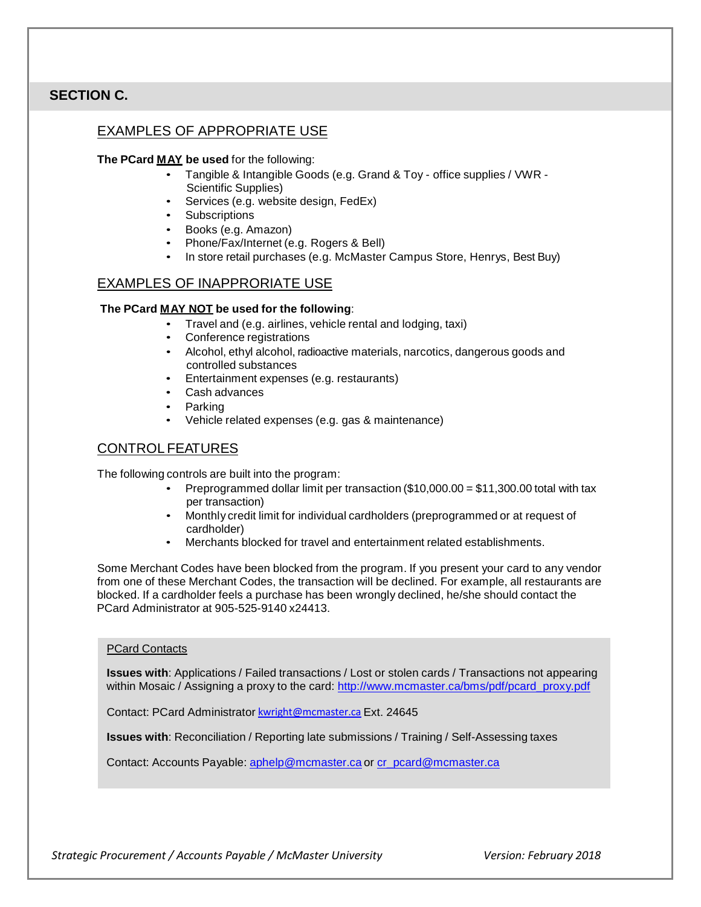## SECTION C.

### EXAMPLES OF APPROPRIATE USE

**The PCard MAY be used** for the following:

- Tangible & Intangible Goods (e.g. Grand & Toy - office supplies / VWR - Scientific Supplies)
- Services (e.g. website design, FedEx)
- Subscriptions
- Books (e.g. Amazon)
- Phone/Fax/Internet (e.g. Rogers & Bell)
- In store retail purchases (e.g. McMaster Campus Store, Henrys, Best Buy)

### EXAMPLES OF INAPPRORIATE USE

**The PCard MAY NOT be used for the following**:

- Travel and (e.g. airlines, vehicle rental and lodging, taxi)
- Conference registrations
- Alcohol, ethyl alcohol, radioactive materials, narcotics, dangerous goods and controlled substances
- Entertainment expenses (e.g. restaurants)
- Cash advances
- Parking
- Vehicle related expenses (e.g. gas & maintenance)

### CONTROL FEATURES

The following controls are built into the program:

- Preprogrammed dollar limit per transaction ($10,000.00 = $11,300.00 total with tax per transaction)
- Monthly credit limit for individual cardholders (preprogrammed or at request of cardholder)
- Merchants blocked for travel and entertainment related establishments.

Some Merchant Codes have been blocked from the program. If you present your card to any vendor from one of these Merchant Codes, the transaction will be declined. For example, all restaurants are blocked. If a cardholder feels a purchase has been wrongly declined, he/she should contact the PCard Administrator at 905-525-9140 x24413.

PCard Contacts

**Issues with**: Applications / Failed transactions / Lost or stolen cards / Transactions not appearing within Mosaic / Assigning a proxy to the card: http://www.mcmaster.ca/bms/pdf/pcard_proxy.pdf

Contact: PCard Administrator kwright@mcmaster.ca Ext. 24645

**Issues with**: Reconciliation / Reporting late submissions / Training / Self-Assessing taxes

Contact: Accounts Payable: aphelp@mcmaster.ca or cr_pcard@mcmaster.ca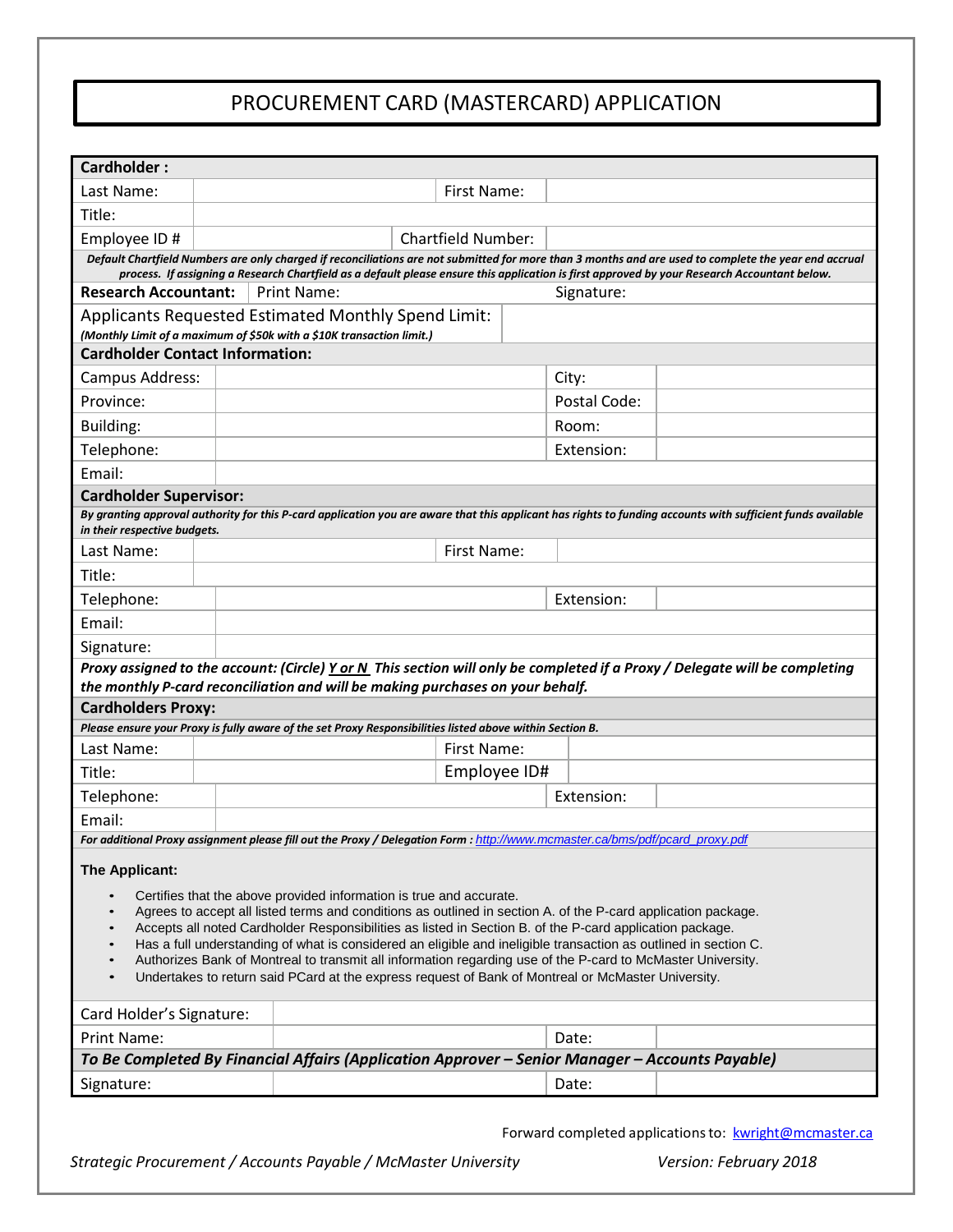# PROCUREMENT CARD (MASTERCARD) APPLICATION

| | | | |
|---|---|---|---|
| **Cardholder :** | | | |
| Last Name: | | First Name: | |
| Title: | | | |
| Employee ID # | | Chartfield Number: | |

***Default Chartfield Numbers are only charged if reconciliations are not submitted for more than 3 months and are used to complete the year end accrual process. If assigning a Research Chartfield as a default please ensure this application is first approved by your Research Accountant below.***

| | | |
|---|---|---|
| **Research Accountant:** | Print Name: | Signature: |

| | |
|---|---|
| Applicants Requested Estimated Monthly Spend Limit:<br>***(Monthly Limit of a maximum of $50k with a $10K transaction limit.)*** | |

| | | | |
|---|---|---|---|
| **Cardholder Contact Information:** | | | |
| Campus Address: | | City: | |
| Province: | | Postal Code: | |
| Building: | | Room: | |
| Telephone: | | Extension: | |
| Email: | | | |

**Cardholder Supervisor:**

***By granting approval authority for this P-card application you are aware that this applicant has rights to funding accounts with sufficient funds available in their respective budgets.***

| | | | |
|---|---|---|---|
| Last Name: | | First Name: | |
| Title: | | | |
| Telephone: | | Extension: | |
| Email: | | | |
| Signature: | | | |

***Proxy assigned to the account: (Circle) Y or N This section will only be completed if a Proxy / Delegate will be completing the monthly P-card reconciliation and will be making purchases on your behalf.***

**Cardholders Proxy:**

***Please ensure your Proxy is fully aware of the set Proxy Responsibilities listed above within Section B.***

| | | | |
|---|---|---|---|
| Last Name: | | First Name: | |
| Title: | | Employee ID# | |
| Telephone: | | Extension: | |
| Email: | | | |

***For additional Proxy assignment please fill out the Proxy / Delegation Form :*** *http://www.mcmaster.ca/bms/pdf/pcard_proxy.pdf*

**The Applicant:**

- Certifies that the above provided information is true and accurate.
- Agrees to accept all listed terms and conditions as outlined in section A. of the P-card application package.
- Accepts all noted Cardholder Responsibilities as listed in Section B. of the P-card application package.
- Has a full understanding of what is considered an eligible and ineligible transaction as outlined in section C.
- Authorizes Bank of Montreal to transmit all information regarding use of the P-card to McMaster University.
- Undertakes to return said PCard at the express request of Bank of Montreal or McMaster University.

| | | | |
|---|---|---|---|
| Card Holder's Signature: | | | |
| Print Name: | | Date: | |

***To Be Completed By Financial Affairs (Application Approver – Senior Manager – Accounts Payable)***

| | | | |
|---|---|---|---|
| Signature: | | Date: | |

Forward completed applications to: kwright@mcmaster.ca

*Strategic Procurement / Accounts Payable / McMaster University* *Version: February 2018*